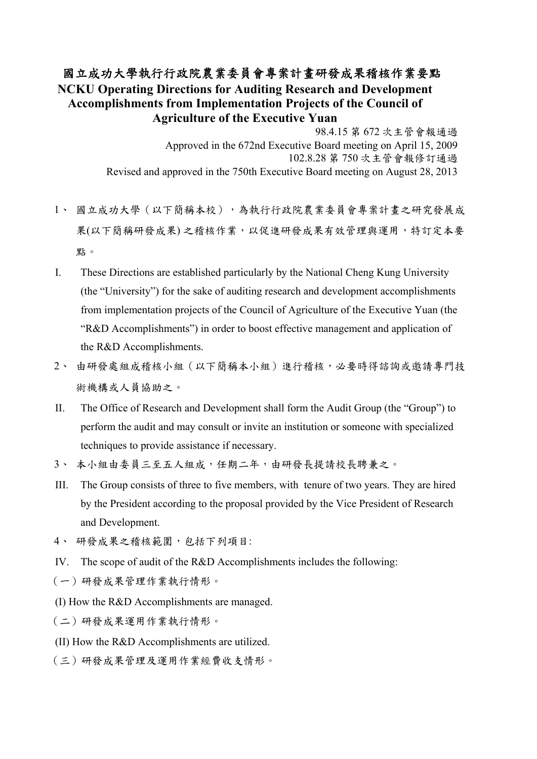# 國立成功大學執行行政院農業委員會專案計畫研發成果稽核作業要點

# NCKU Operating Directions for Auditing Research and Development Accomplishments from Implementation Projects of the Council of Agriculture of the Executive Yuan

98.4.15 第 672 次主管會報通過

Approved in the 672nd Executive Board meeting on April 15, 2009

102.8.28 第 750 次主管會報修訂通過

Revised and approved in the 750th Executive Board meeting on August 28, 2013

1、 國立成功大學（以下簡稱本校），為執行行政院農業委員會專案計畫之研究發展成果(以下簡稱研發成果) 之稽核作業，以促進研發成果有效管理與運用，特訂定本要點。

I. These Directions are established particularly by the National Cheng Kung University (the "University") for the sake of auditing research and development accomplishments from implementation projects of the Council of Agriculture of the Executive Yuan (the "R&D Accomplishments") in order to boost effective management and application of the R&D Accomplishments.

2、 由研發處組成稽核小組（以下簡稱本小組）進行稽核，必要時得諮詢或邀請專門技術機構或人員協助之。

II. The Office of Research and Development shall form the Audit Group (the "Group") to perform the audit and may consult or invite an institution or someone with specialized techniques to provide assistance if necessary.

3、 本小組由委員三至五人組成，任期二年，由研發長提請校長聘兼之。

III. The Group consists of three to five members, with tenure of two years. They are hired by the President according to the proposal provided by the Vice President of Research and Development.

4、 研發成果之稽核範圍，包括下列項目:

IV. The scope of audit of the R&D Accomplishments includes the following:

（一）研發成果管理作業執行情形。

(I) How the R&D Accomplishments are managed.

（二）研發成果運用作業執行情形。

(II) How the R&D Accomplishments are utilized.

（三）研發成果管理及運用作業經費收支情形。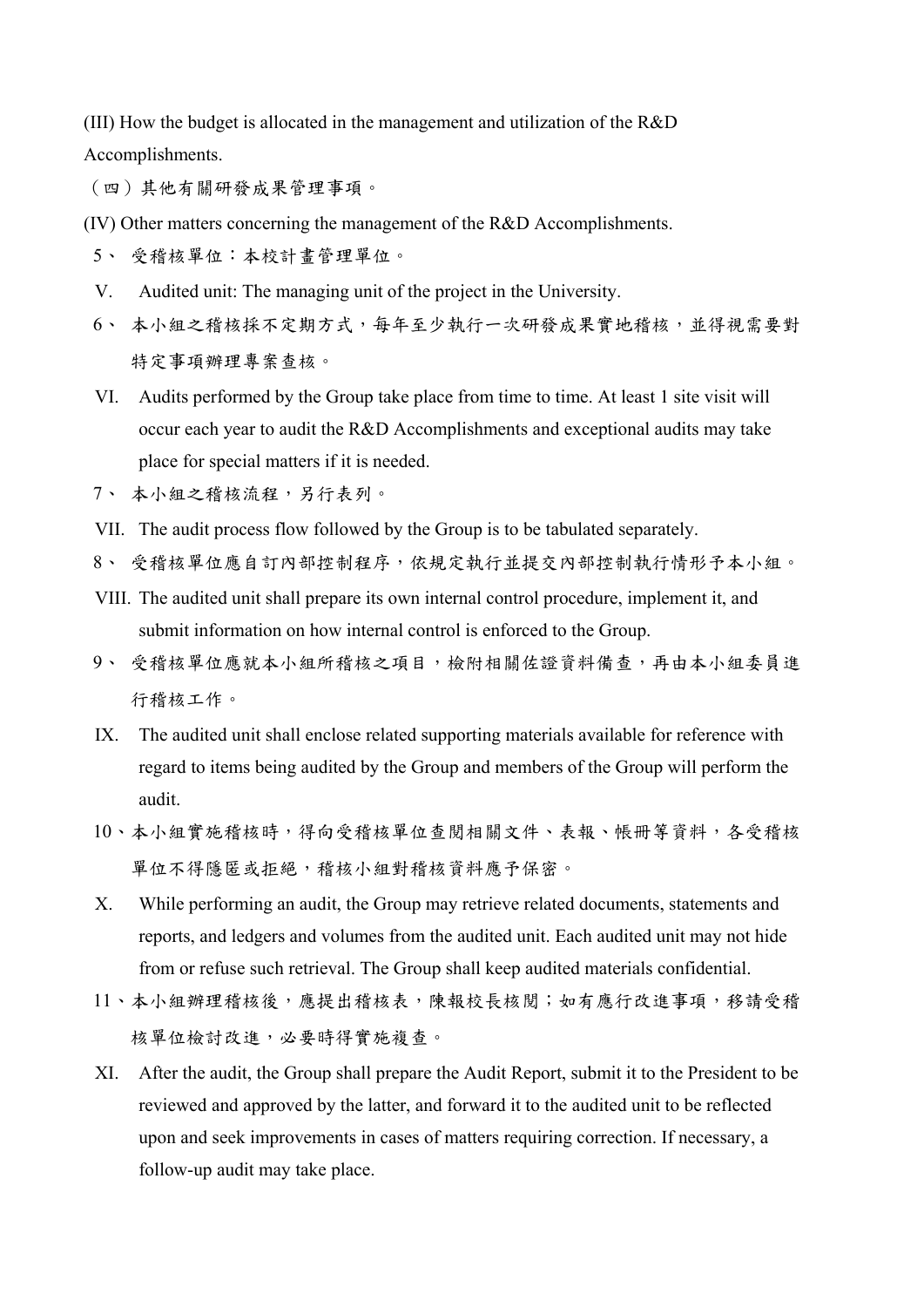(III) How the budget is allocated in the management and utilization of the R&D Accomplishments.

（四）其他有關研發成果管理事項。

(IV) Other matters concerning the management of the R&D Accomplishments.

5、 受稽核單位：本校計畫管理單位。

V. Audited unit: The managing unit of the project in the University.

6、 本小組之稽核採不定期方式，每年至少執行一次研發成果實地稽核，並得視需要對特定事項辦理專案查核。

VI. Audits performed by the Group take place from time to time. At least 1 site visit will occur each year to audit the R&D Accomplishments and exceptional audits may take place for special matters if it is needed.

7、 本小組之稽核流程，另行表列。

VII. The audit process flow followed by the Group is to be tabulated separately.

8、 受稽核單位應自訂內部控制程序，依規定執行並提交內部控制執行情形予本小組。

VIII. The audited unit shall prepare its own internal control procedure, implement it, and submit information on how internal control is enforced to the Group.

9、 受稽核單位應就本小組所稽核之項目，檢附相關佐證資料備查，再由本小組委員進行稽核工作。

IX. The audited unit shall enclose related supporting materials available for reference with regard to items being audited by the Group and members of the Group will perform the audit.

10、本小組實施稽核時，得向受稽核單位查閱相關文件、表報、帳冊等資料，各受稽核單位不得隱匿或拒絕，稽核小組對稽核資料應予保密。

X. While performing an audit, the Group may retrieve related documents, statements and reports, and ledgers and volumes from the audited unit. Each audited unit may not hide from or refuse such retrieval. The Group shall keep audited materials confidential.

11、本小組辦理稽核後，應提出稽核表，陳報校長核閱；如有應行改進事項，移請受稽核單位檢討改進，必要時得實施複查。

XI. After the audit, the Group shall prepare the Audit Report, submit it to the President to be reviewed and approved by the latter, and forward it to the audited unit to be reflected upon and seek improvements in cases of matters requiring correction. If necessary, a follow-up audit may take place.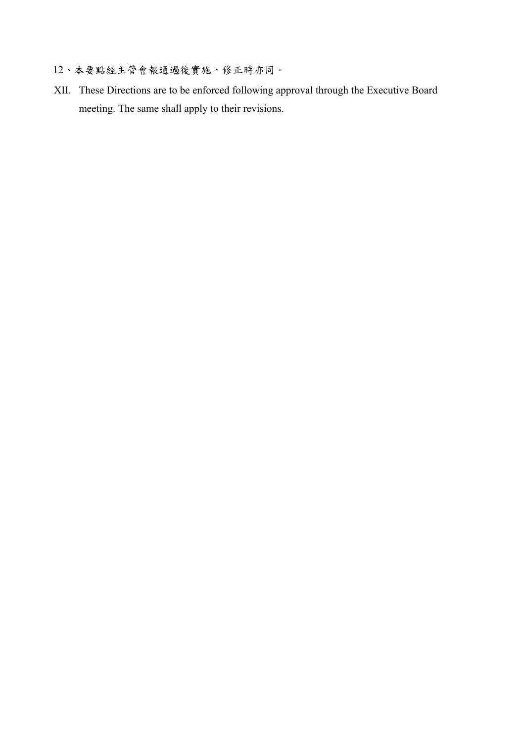12、本要點經主管會報通過後實施，修正時亦同。

XII. These Directions are to be enforced following approval through the Executive Board meeting. The same shall apply to their revisions.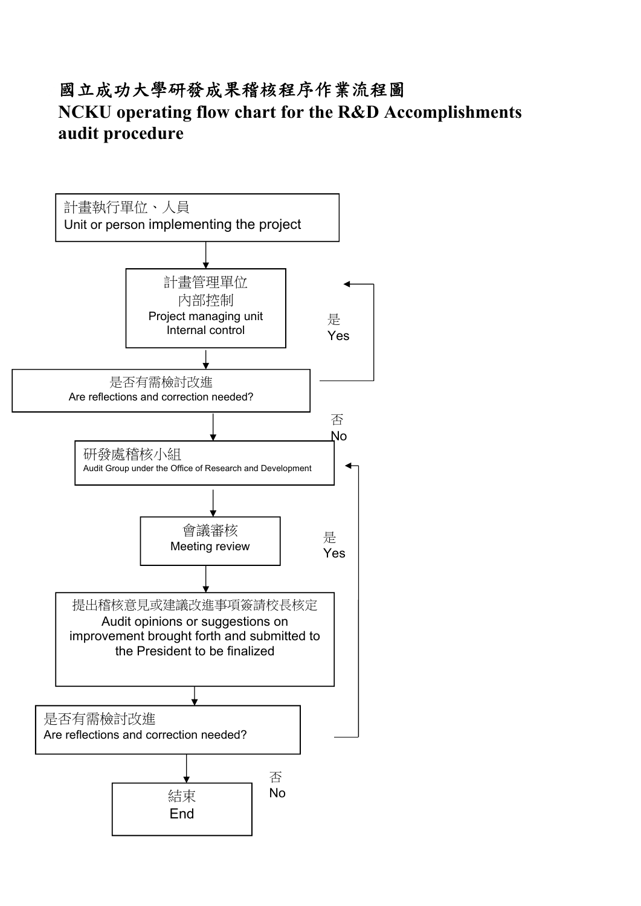# 國立成功大學研發成果稽核程序作業流程圖
# NCKU operating flow chart for the R&D Accomplishments audit procedure

計畫執行單位、人員
Unit or person implementing the project

計畫管理單位
內部控制
Project managing unit
Internal control

是
Yes

是否有需檢討改進
Are reflections and correction needed?

否
No

研發處稽核小組
Audit Group under the Office of Research and Development

會議審核
Meeting review

是
Yes

提出稽核意見或建議改進事項簽請校長核定
Audit opinions or suggestions on improvement brought forth and submitted to the President to be finalized

是否有需檢討改進
Are reflections and correction needed?

否
No

結束
End